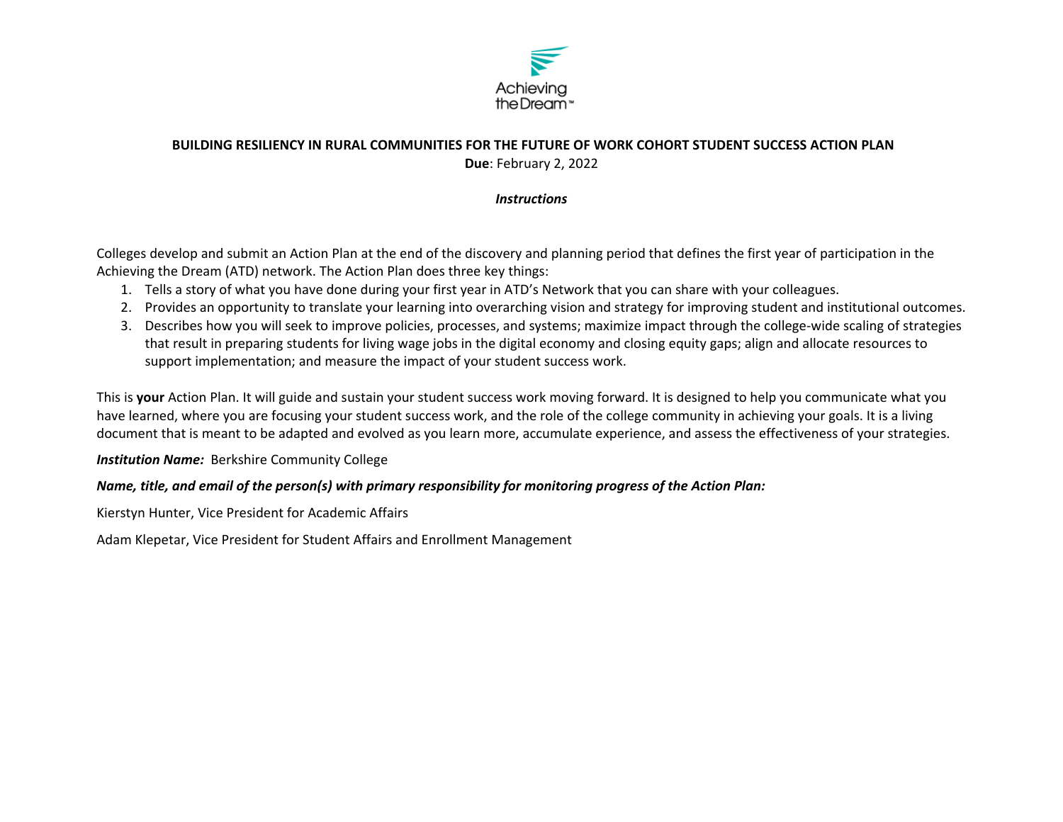# BUILDING RESILIENCY IN RURAL COMMUNITIES FOR THE FUTURE OF WORK COHORT STUDENT SUCCESS ACTION PLAN

**Due**: February 2, 2022

***Instructions***

Colleges develop and submit an Action Plan at the end of the discovery and planning period that defines the first year of participation in the Achieving the Dream (ATD) network. The Action Plan does three key things:

1. Tells a story of what you have done during your first year in ATD's Network that you can share with your colleagues.
2. Provides an opportunity to translate your learning into overarching vision and strategy for improving student and institutional outcomes.
3. Describes how you will seek to improve policies, processes, and systems; maximize impact through the college-wide scaling of strategies that result in preparing students for living wage jobs in the digital economy and closing equity gaps; align and allocate resources to support implementation; and measure the impact of your student success work.

This is **your** Action Plan. It will guide and sustain your student success work moving forward. It is designed to help you communicate what you have learned, where you are focusing your student success work, and the role of the college community in achieving your goals. It is a living document that is meant to be adapted and evolved as you learn more, accumulate experience, and assess the effectiveness of your strategies.

***Institution Name:*** Berkshire Community College

***Name, title, and email of the person(s) with primary responsibility for monitoring progress of the Action Plan:***

Kierstyn Hunter, Vice President for Academic Affairs

Adam Klepetar, Vice President for Student Affairs and Enrollment Management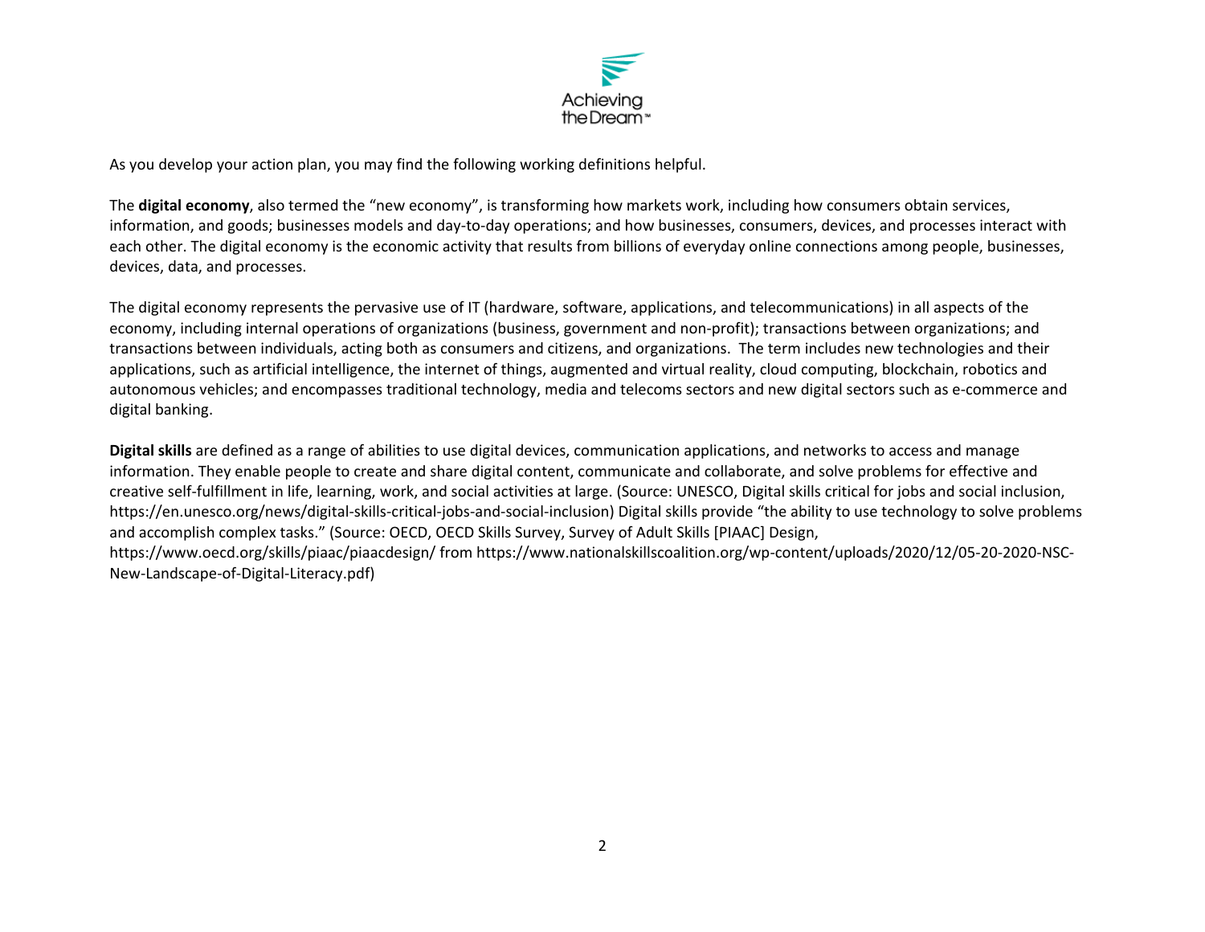As you develop your action plan, you may find the following working definitions helpful.

The **digital economy**, also termed the "new economy", is transforming how markets work, including how consumers obtain services, information, and goods; businesses models and day-to-day operations; and how businesses, consumers, devices, and processes interact with each other. The digital economy is the economic activity that results from billions of everyday online connections among people, businesses, devices, data, and processes.

The digital economy represents the pervasive use of IT (hardware, software, applications, and telecommunications) in all aspects of the economy, including internal operations of organizations (business, government and non-profit); transactions between organizations; and transactions between individuals, acting both as consumers and citizens, and organizations. The term includes new technologies and their applications, such as artificial intelligence, the internet of things, augmented and virtual reality, cloud computing, blockchain, robotics and autonomous vehicles; and encompasses traditional technology, media and telecoms sectors and new digital sectors such as e-commerce and digital banking.

**Digital skills** are defined as a range of abilities to use digital devices, communication applications, and networks to access and manage information. They enable people to create and share digital content, communicate and collaborate, and solve problems for effective and creative self-fulfillment in life, learning, work, and social activities at large. (Source: UNESCO, Digital skills critical for jobs and social inclusion, https://en.unesco.org/news/digital-skills-critical-jobs-and-social-inclusion) Digital skills provide "the ability to use technology to solve problems and accomplish complex tasks." (Source: OECD, OECD Skills Survey, Survey of Adult Skills [PIAAC] Design, https://www.oecd.org/skills/piaac/piaacdesign/ from https://www.nationalskillscoalition.org/wp-content/uploads/2020/12/05-20-2020-NSC-New-Landscape-of-Digital-Literacy.pdf)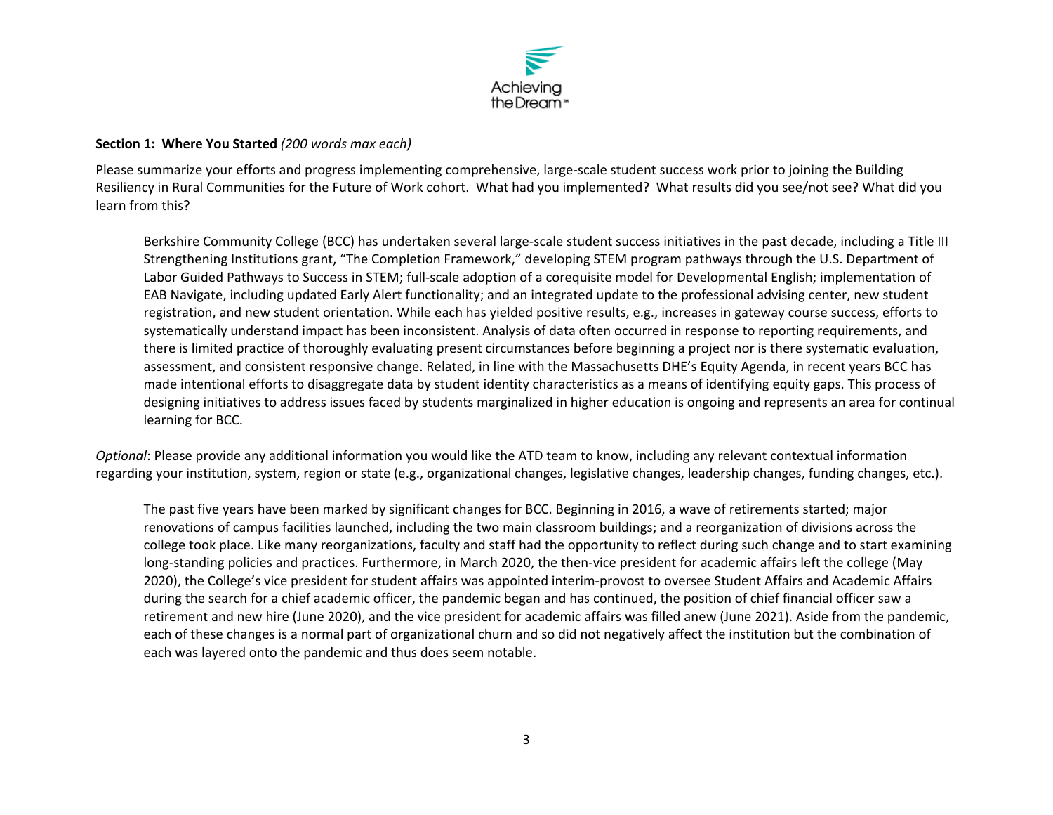**Section 1: Where You Started** *(200 words max each)*

Please summarize your efforts and progress implementing comprehensive, large-scale student success work prior to joining the Building Resiliency in Rural Communities for the Future of Work cohort. What had you implemented? What results did you see/not see? What did you learn from this?

Berkshire Community College (BCC) has undertaken several large-scale student success initiatives in the past decade, including a Title III Strengthening Institutions grant, "The Completion Framework," developing STEM program pathways through the U.S. Department of Labor Guided Pathways to Success in STEM; full-scale adoption of a corequisite model for Developmental English; implementation of EAB Navigate, including updated Early Alert functionality; and an integrated update to the professional advising center, new student registration, and new student orientation. While each has yielded positive results, e.g., increases in gateway course success, efforts to systematically understand impact has been inconsistent. Analysis of data often occurred in response to reporting requirements, and there is limited practice of thoroughly evaluating present circumstances before beginning a project nor is there systematic evaluation, assessment, and consistent responsive change. Related, in line with the Massachusetts DHE's Equity Agenda, in recent years BCC has made intentional efforts to disaggregate data by student identity characteristics as a means of identifying equity gaps. This process of designing initiatives to address issues faced by students marginalized in higher education is ongoing and represents an area for continual learning for BCC.

*Optional*: Please provide any additional information you would like the ATD team to know, including any relevant contextual information regarding your institution, system, region or state (e.g., organizational changes, legislative changes, leadership changes, funding changes, etc.).

The past five years have been marked by significant changes for BCC. Beginning in 2016, a wave of retirements started; major renovations of campus facilities launched, including the two main classroom buildings; and a reorganization of divisions across the college took place. Like many reorganizations, faculty and staff had the opportunity to reflect during such change and to start examining long-standing policies and practices. Furthermore, in March 2020, the then-vice president for academic affairs left the college (May 2020), the College's vice president for student affairs was appointed interim-provost to oversee Student Affairs and Academic Affairs during the search for a chief academic officer, the pandemic began and has continued, the position of chief financial officer saw a retirement and new hire (June 2020), and the vice president for academic affairs was filled anew (June 2021). Aside from the pandemic, each of these changes is a normal part of organizational churn and so did not negatively affect the institution but the combination of each was layered onto the pandemic and thus does seem notable.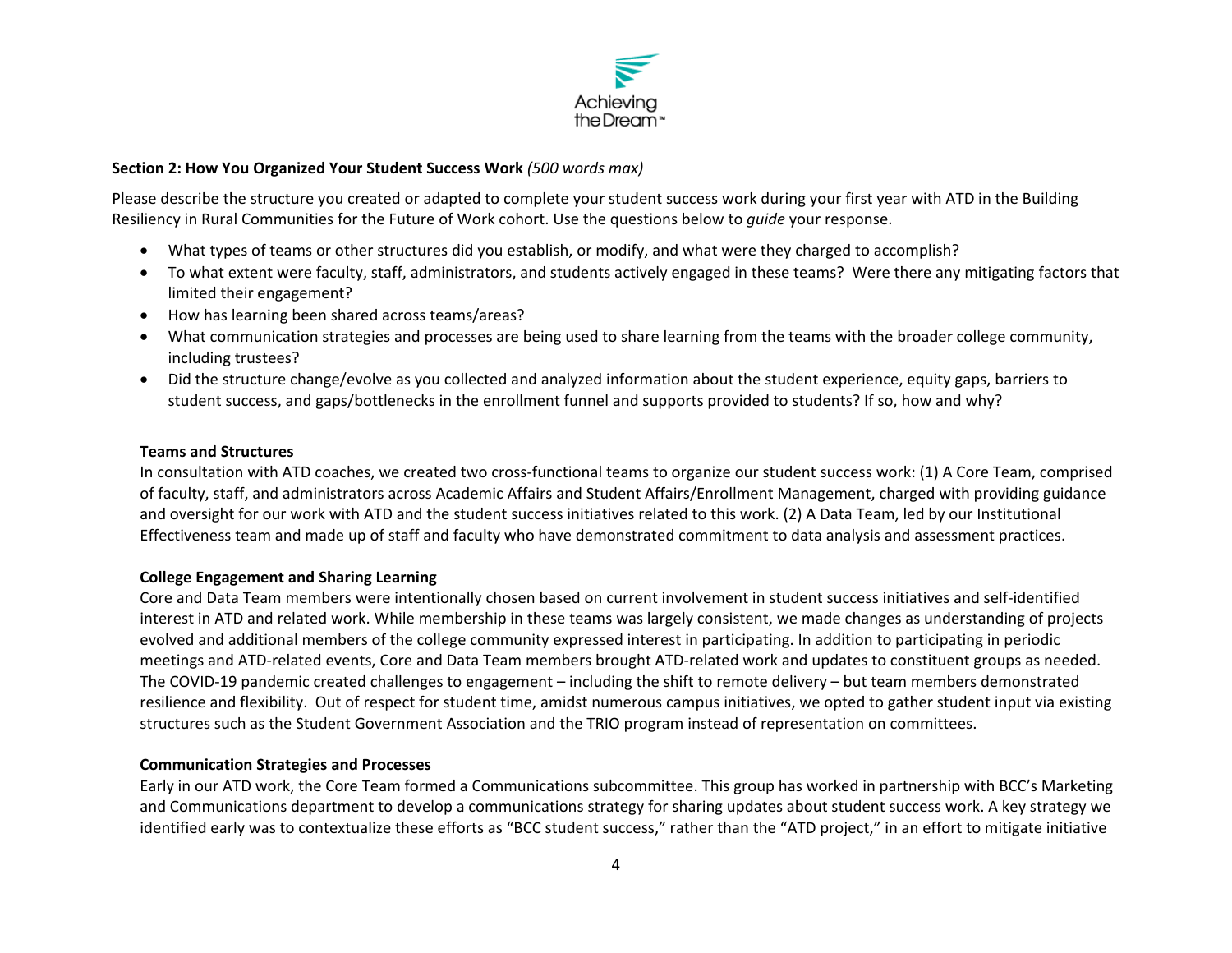**Section 2: How You Organized Your Student Success Work** *(500 words max)*

Please describe the structure you created or adapted to complete your student success work during your first year with ATD in the Building Resiliency in Rural Communities for the Future of Work cohort. Use the questions below to *guide* your response.

- What types of teams or other structures did you establish, or modify, and what were they charged to accomplish?
- To what extent were faculty, staff, administrators, and students actively engaged in these teams? Were there any mitigating factors that limited their engagement?
- How has learning been shared across teams/areas?
- What communication strategies and processes are being used to share learning from the teams with the broader college community, including trustees?
- Did the structure change/evolve as you collected and analyzed information about the student experience, equity gaps, barriers to student success, and gaps/bottlenecks in the enrollment funnel and supports provided to students? If so, how and why?

**Teams and Structures**

In consultation with ATD coaches, we created two cross-functional teams to organize our student success work: (1) A Core Team, comprised of faculty, staff, and administrators across Academic Affairs and Student Affairs/Enrollment Management, charged with providing guidance and oversight for our work with ATD and the student success initiatives related to this work. (2) A Data Team, led by our Institutional Effectiveness team and made up of staff and faculty who have demonstrated commitment to data analysis and assessment practices.

**College Engagement and Sharing Learning**

Core and Data Team members were intentionally chosen based on current involvement in student success initiatives and self-identified interest in ATD and related work. While membership in these teams was largely consistent, we made changes as understanding of projects evolved and additional members of the college community expressed interest in participating. In addition to participating in periodic meetings and ATD-related events, Core and Data Team members brought ATD-related work and updates to constituent groups as needed. The COVID-19 pandemic created challenges to engagement – including the shift to remote delivery – but team members demonstrated resilience and flexibility. Out of respect for student time, amidst numerous campus initiatives, we opted to gather student input via existing structures such as the Student Government Association and the TRIO program instead of representation on committees.

**Communication Strategies and Processes**

Early in our ATD work, the Core Team formed a Communications subcommittee. This group has worked in partnership with BCC's Marketing and Communications department to develop a communications strategy for sharing updates about student success work. A key strategy we identified early was to contextualize these efforts as "BCC student success," rather than the "ATD project," in an effort to mitigate initiative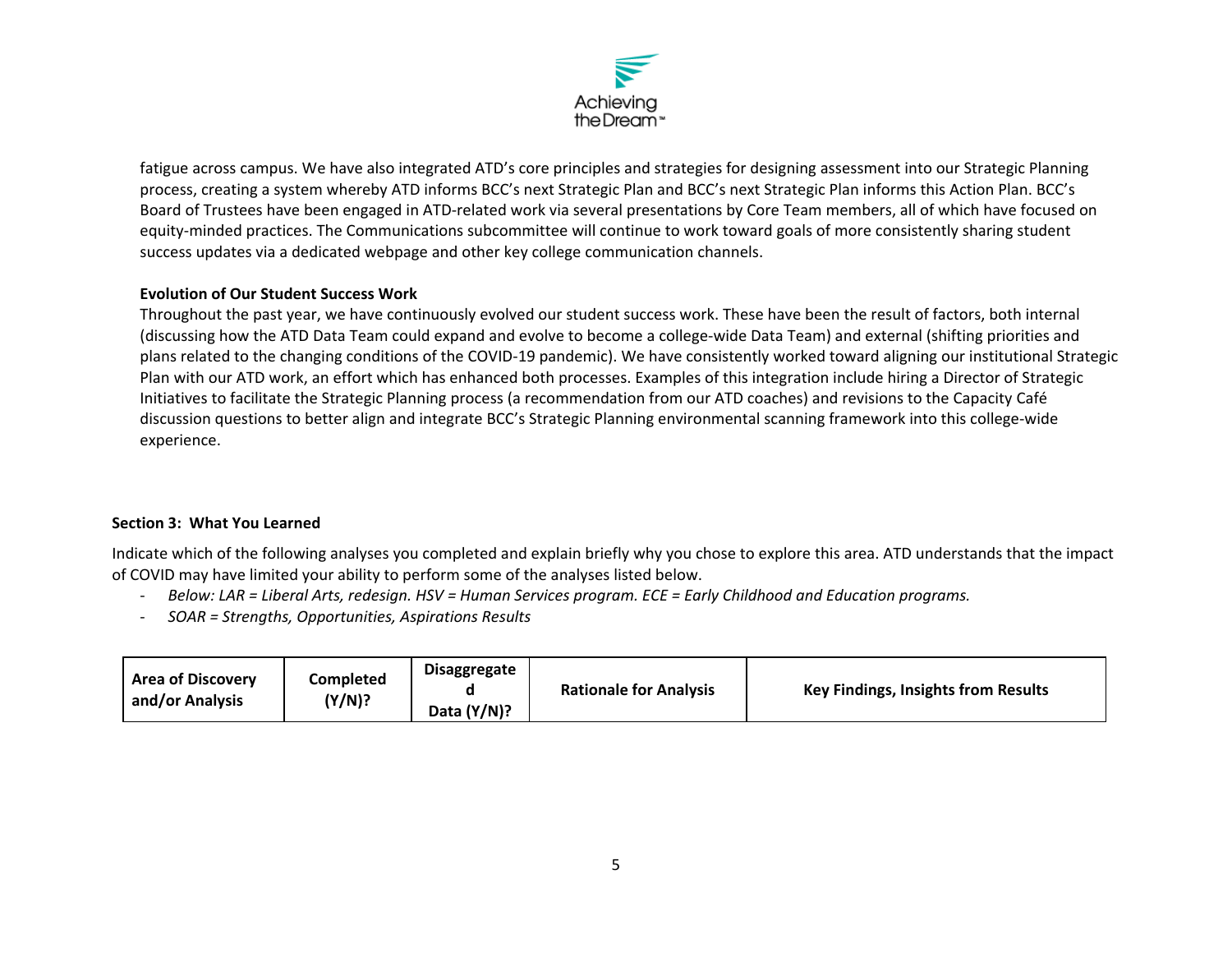fatigue across campus. We have also integrated ATD's core principles and strategies for designing assessment into our Strategic Planning process, creating a system whereby ATD informs BCC's next Strategic Plan and BCC's next Strategic Plan informs this Action Plan. BCC's Board of Trustees have been engaged in ATD-related work via several presentations by Core Team members, all of which have focused on equity-minded practices. The Communications subcommittee will continue to work toward goals of more consistently sharing student success updates via a dedicated webpage and other key college communication channels.

**Evolution of Our Student Success Work**

Throughout the past year, we have continuously evolved our student success work. These have been the result of factors, both internal (discussing how the ATD Data Team could expand and evolve to become a college-wide Data Team) and external (shifting priorities and plans related to the changing conditions of the COVID-19 pandemic). We have consistently worked toward aligning our institutional Strategic Plan with our ATD work, an effort which has enhanced both processes. Examples of this integration include hiring a Director of Strategic Initiatives to facilitate the Strategic Planning process (a recommendation from our ATD coaches) and revisions to the Capacity Café discussion questions to better align and integrate BCC's Strategic Planning environmental scanning framework into this college-wide experience.

## Section 3: What You Learned

Indicate which of the following analyses you completed and explain briefly why you chose to explore this area. ATD understands that the impact of COVID may have limited your ability to perform some of the analyses listed below.

- *Below: LAR = Liberal Arts, redesign. HSV = Human Services program. ECE = Early Childhood and Education programs.*
- *SOAR = Strengths, Opportunities, Aspirations Results*

| Area of Discovery and/or Analysis | Completed (Y/N)? | Disaggregated Data (Y/N)? | Rationale for Analysis | Key Findings, Insights from Results |
|---|---|---|---|---|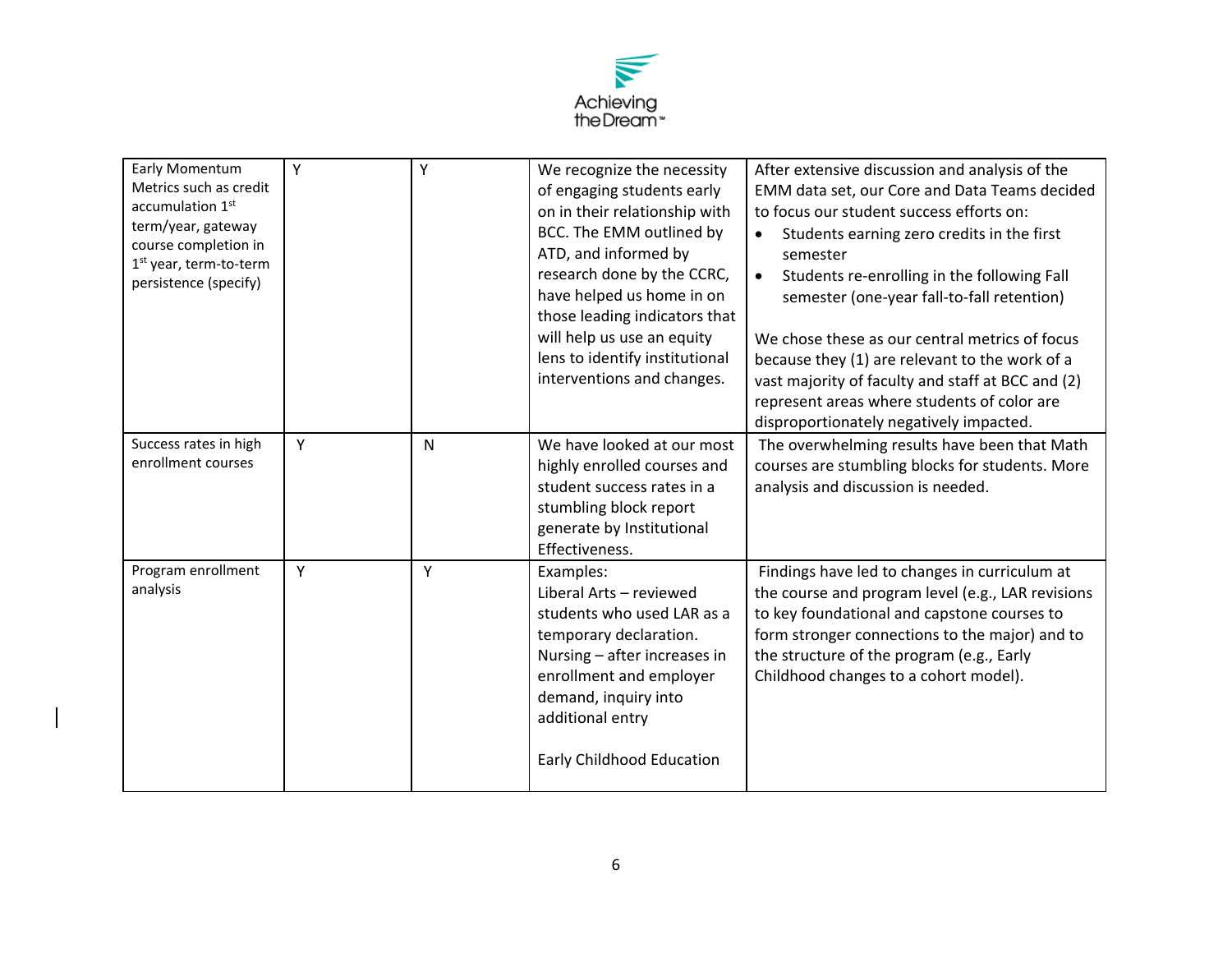| | | | | |
|---|---|---|---|---|
| Early Momentum Metrics such as credit accumulation 1st term/year, gateway course completion in 1st year, term-to-term persistence (specify) | Y | Y | We recognize the necessity of engaging students early on in their relationship with BCC. The EMM outlined by ATD, and informed by research done by the CCRC, have helped us home in on those leading indicators that will help us use an equity lens to identify institutional interventions and changes. | After extensive discussion and analysis of the EMM data set, our Core and Data Teams decided to focus our student success efforts on:<br>• Students earning zero credits in the first semester<br>• Students re-enrolling in the following Fall semester (one-year fall-to-fall retention)<br><br>We chose these as our central metrics of focus because they (1) are relevant to the work of a vast majority of faculty and staff at BCC and (2) represent areas where students of color are disproportionately negatively impacted. |
| Success rates in high enrollment courses | Y | N | We have looked at our most highly enrolled courses and student success rates in a stumbling block report generate by Institutional Effectiveness. | The overwhelming results have been that Math courses are stumbling blocks for students. More analysis and discussion is needed. |
| Program enrollment analysis | Y | Y | Examples:<br>Liberal Arts – reviewed students who used LAR as a temporary declaration.<br>Nursing – after increases in enrollment and employer demand, inquiry into additional entry<br><br>Early Childhood Education | Findings have led to changes in curriculum at the course and program level (e.g., LAR revisions to key foundational and capstone courses to form stronger connections to the major) and to the structure of the program (e.g., Early Childhood changes to a cohort model). |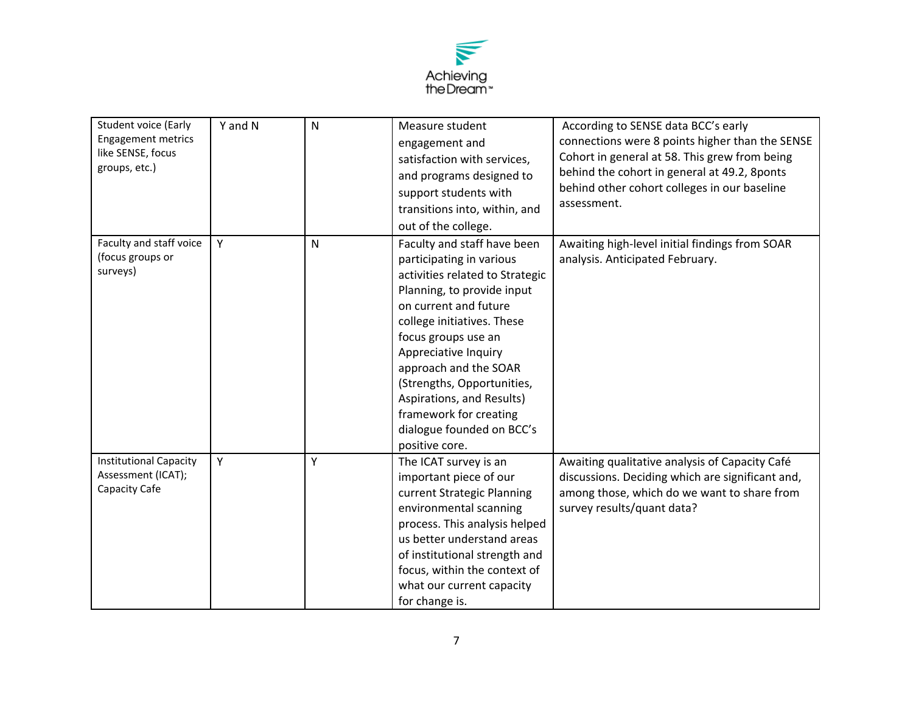| Student voice (Early Engagement metrics like SENSE, focus groups, etc.) | Y and N | N | Measure student engagement and satisfaction with services, and programs designed to support students with transitions into, within, and out of the college. | According to SENSE data BCC's early connections were 8 points higher than the SENSE Cohort in general at 58. This grew from being behind the cohort in general at 49.2, 8ponts behind other cohort colleges in our baseline assessment. |
|---|---|---|---|---|
| Faculty and staff voice (focus groups or surveys) | Y | N | Faculty and staff have been participating in various activities related to Strategic Planning, to provide input on current and future college initiatives. These focus groups use an Appreciative Inquiry approach and the SOAR (Strengths, Opportunities, Aspirations, and Results) framework for creating dialogue founded on BCC's positive core. | Awaiting high-level initial findings from SOAR analysis. Anticipated February. |
| Institutional Capacity Assessment (ICAT); Capacity Cafe | Y | Y | The ICAT survey is an important piece of our current Strategic Planning environmental scanning process. This analysis helped us better understand areas of institutional strength and focus, within the context of what our current capacity for change is. | Awaiting qualitative analysis of Capacity Café discussions. Deciding which are significant and, among those, which do we want to share from survey results/quant data? |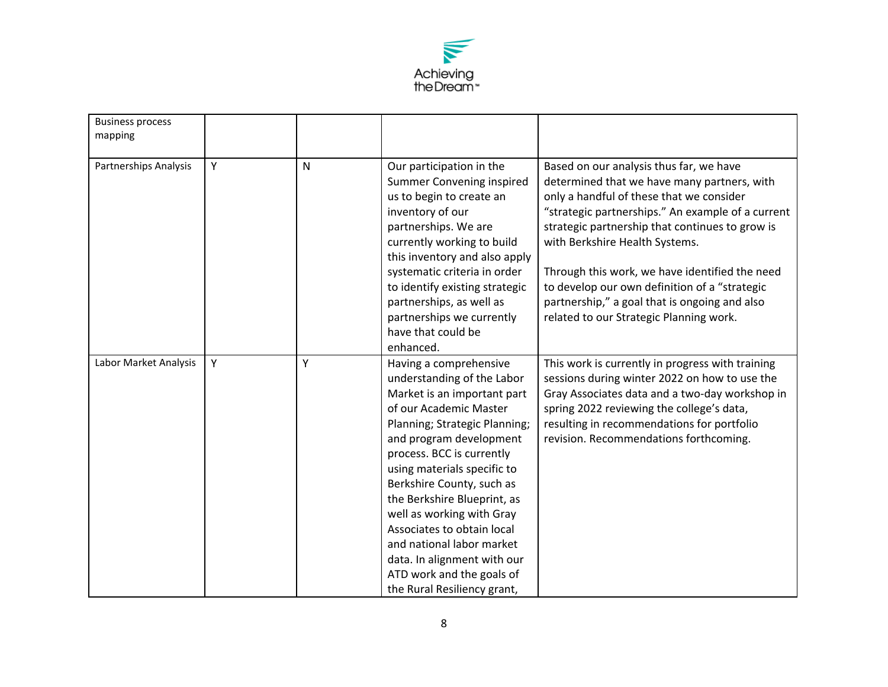| | | | | |
|---|---|---|---|---|
| Business process mapping | | | | |
| Partnerships Analysis | Y | N | Our participation in the Summer Convening inspired us to begin to create an inventory of our partnerships. We are currently working to build this inventory and also apply systematic criteria in order to identify existing strategic partnerships, as well as partnerships we currently have that could be enhanced. | Based on our analysis thus far, we have determined that we have many partners, with only a handful of these that we consider "strategic partnerships." An example of a current strategic partnership that continues to grow is with Berkshire Health Systems.<br><br>Through this work, we have identified the need to develop our own definition of a "strategic partnership," a goal that is ongoing and also related to our Strategic Planning work. |
| Labor Market Analysis | Y | Y | Having a comprehensive understanding of the Labor Market is an important part of our Academic Master Planning; Strategic Planning; and program development process. BCC is currently using materials specific to Berkshire County, such as the Berkshire Blueprint, as well as working with Gray Associates to obtain local and national labor market data. In alignment with our ATD work and the goals of the Rural Resiliency grant, | This work is currently in progress with training sessions during winter 2022 on how to use the Gray Associates data and a two-day workshop in spring 2022 reviewing the college's data, resulting in recommendations for portfolio revision. Recommendations forthcoming. |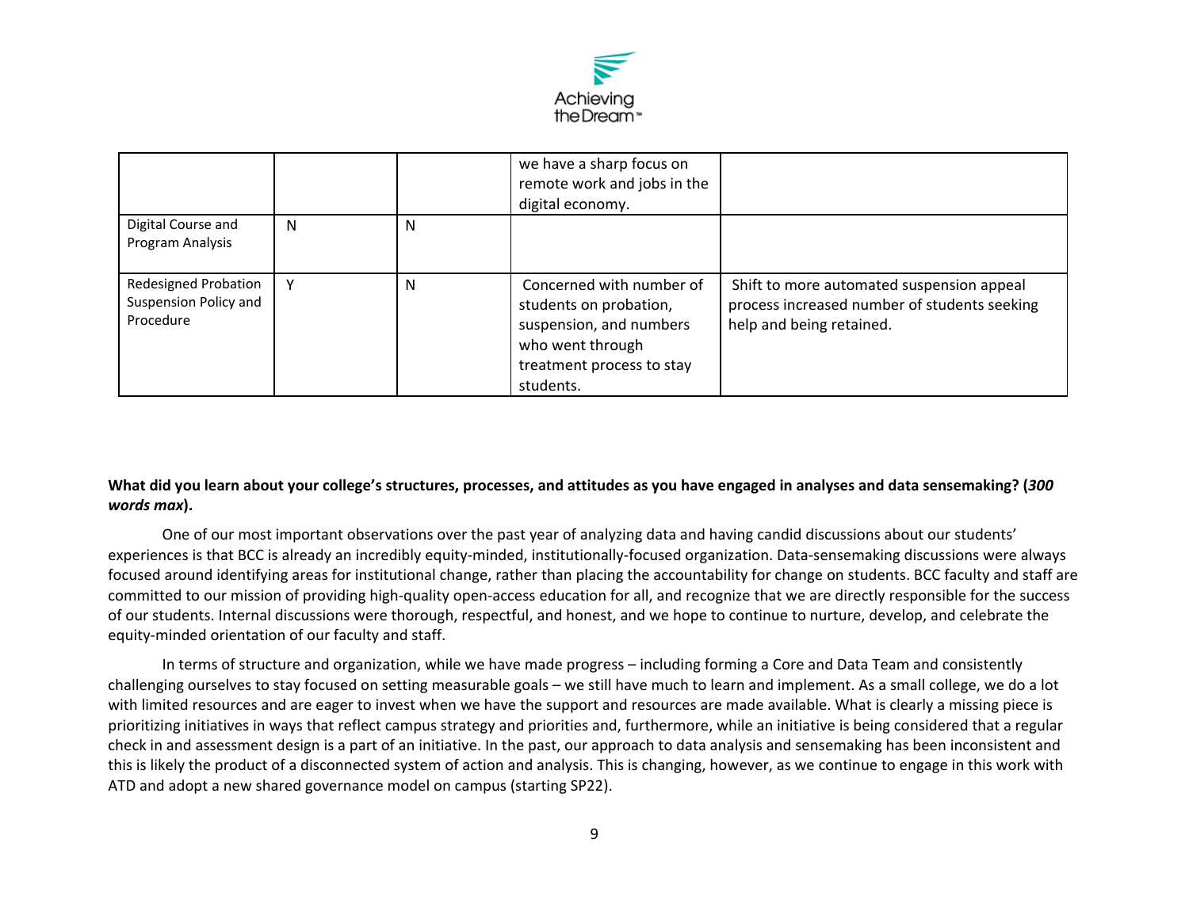| | | | | |
|---|---|---|---|---|
| | | | we have a sharp focus on remote work and jobs in the digital economy. | |
| Digital Course and Program Analysis | N | N | | |
| Redesigned Probation Suspension Policy and Procedure | Y | N | Concerned with number of students on probation, suspension, and numbers who went through treatment process to stay students. | Shift to more automated suspension appeal process increased number of students seeking help and being retained. |

**What did you learn about your college's structures, processes, and attitudes as you have engaged in analyses and data sensemaking? (*300 words max*).**

One of our most important observations over the past year of analyzing data and having candid discussions about our students' experiences is that BCC is already an incredibly equity-minded, institutionally-focused organization. Data-sensemaking discussions were always focused around identifying areas for institutional change, rather than placing the accountability for change on students. BCC faculty and staff are committed to our mission of providing high-quality open-access education for all, and recognize that we are directly responsible for the success of our students. Internal discussions were thorough, respectful, and honest, and we hope to continue to nurture, develop, and celebrate the equity-minded orientation of our faculty and staff.

In terms of structure and organization, while we have made progress – including forming a Core and Data Team and consistently challenging ourselves to stay focused on setting measurable goals – we still have much to learn and implement. As a small college, we do a lot with limited resources and are eager to invest when we have the support and resources are made available. What is clearly a missing piece is prioritizing initiatives in ways that reflect campus strategy and priorities and, furthermore, while an initiative is being considered that a regular check in and assessment design is a part of an initiative. In the past, our approach to data analysis and sensemaking has been inconsistent and this is likely the product of a disconnected system of action and analysis. This is changing, however, as we continue to engage in this work with ATD and adopt a new shared governance model on campus (starting SP22).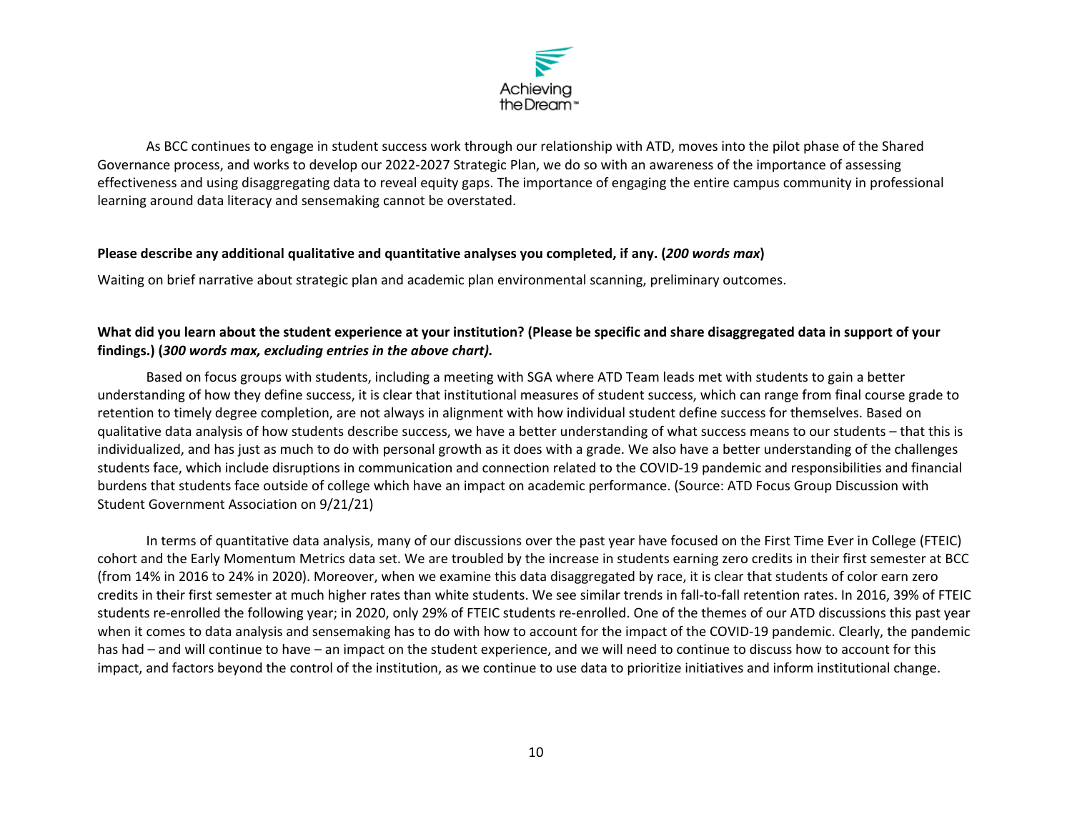As BCC continues to engage in student success work through our relationship with ATD, moves into the pilot phase of the Shared Governance process, and works to develop our 2022-2027 Strategic Plan, we do so with an awareness of the importance of assessing effectiveness and using disaggregating data to reveal equity gaps. The importance of engaging the entire campus community in professional learning around data literacy and sensemaking cannot be overstated.

**Please describe any additional qualitative and quantitative analyses you completed, if any. (*200 words max*)**

Waiting on brief narrative about strategic plan and academic plan environmental scanning, preliminary outcomes.

**What did you learn about the student experience at your institution? (Please be specific and share disaggregated data in support of your findings.) (*300 words max, excluding entries in the above chart).***

Based on focus groups with students, including a meeting with SGA where ATD Team leads met with students to gain a better understanding of how they define success, it is clear that institutional measures of student success, which can range from final course grade to retention to timely degree completion, are not always in alignment with how individual student define success for themselves. Based on qualitative data analysis of how students describe success, we have a better understanding of what success means to our students – that this is individualized, and has just as much to do with personal growth as it does with a grade. We also have a better understanding of the challenges students face, which include disruptions in communication and connection related to the COVID-19 pandemic and responsibilities and financial burdens that students face outside of college which have an impact on academic performance. (Source: ATD Focus Group Discussion with Student Government Association on 9/21/21)

In terms of quantitative data analysis, many of our discussions over the past year have focused on the First Time Ever in College (FTEIC) cohort and the Early Momentum Metrics data set. We are troubled by the increase in students earning zero credits in their first semester at BCC (from 14% in 2016 to 24% in 2020). Moreover, when we examine this data disaggregated by race, it is clear that students of color earn zero credits in their first semester at much higher rates than white students. We see similar trends in fall-to-fall retention rates. In 2016, 39% of FTEIC students re-enrolled the following year; in 2020, only 29% of FTEIC students re-enrolled. One of the themes of our ATD discussions this past year when it comes to data analysis and sensemaking has to do with how to account for the impact of the COVID-19 pandemic. Clearly, the pandemic has had – and will continue to have – an impact on the student experience, and we will need to continue to discuss how to account for this impact, and factors beyond the control of the institution, as we continue to use data to prioritize initiatives and inform institutional change.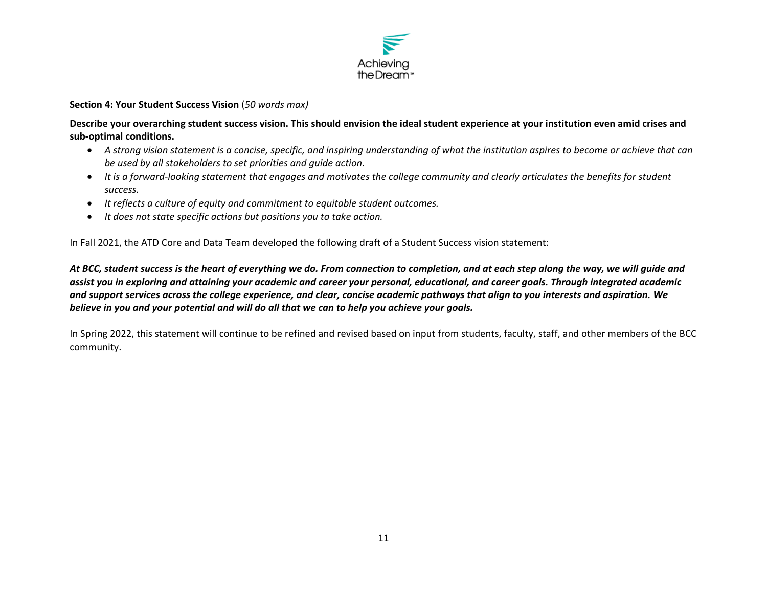**Section 4: Your Student Success Vision** (*50 words max)*

**Describe your overarching student success vision. This should envision the ideal student experience at your institution even amid crises and sub-optimal conditions.**

- *A strong vision statement is a concise, specific, and inspiring understanding of what the institution aspires to become or achieve that can be used by all stakeholders to set priorities and guide action.*
- *It is a forward-looking statement that engages and motivates the college community and clearly articulates the benefits for student success.*
- *It reflects a culture of equity and commitment to equitable student outcomes.*
- *It does not state specific actions but positions you to take action.*

In Fall 2021, the ATD Core and Data Team developed the following draft of a Student Success vision statement:

***At BCC, student success is the heart of everything we do. From connection to completion, and at each step along the way, we will guide and assist you in exploring and attaining your academic and career your personal, educational, and career goals. Through integrated academic and support services across the college experience, and clear, concise academic pathways that align to you interests and aspiration. We believe in you and your potential and will do all that we can to help you achieve your goals.***

In Spring 2022, this statement will continue to be refined and revised based on input from students, faculty, staff, and other members of the BCC community.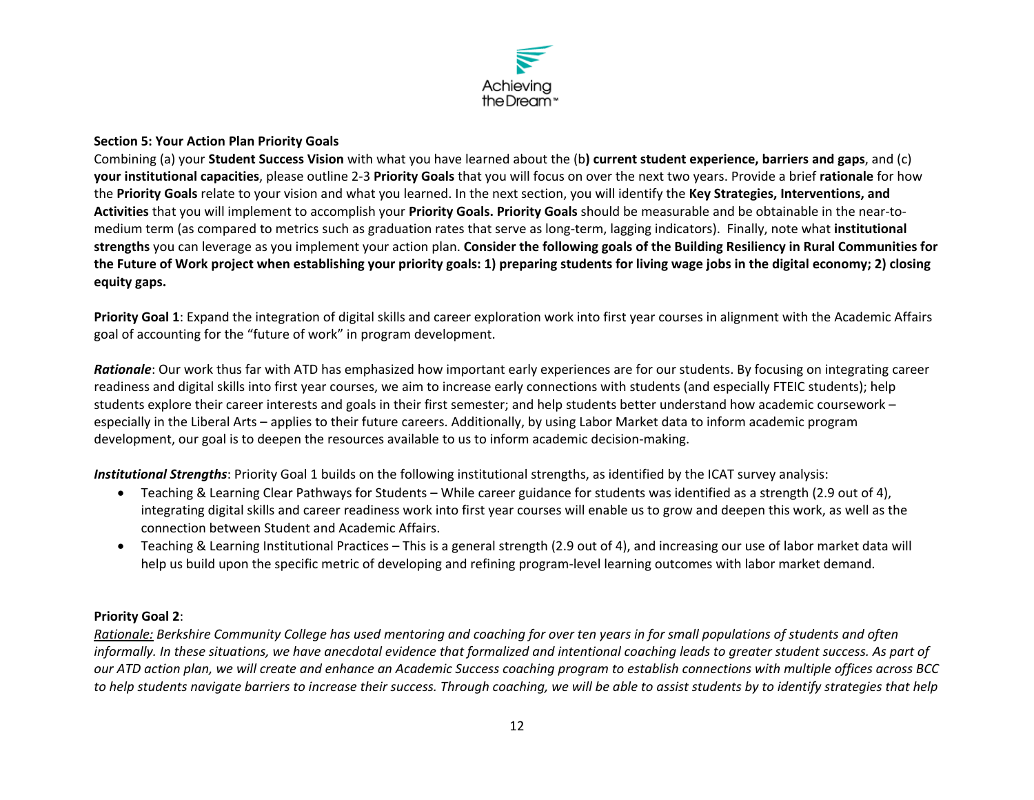**Section 5: Your Action Plan Priority Goals**

Combining (a) your **Student Success Vision** with what you have learned about the (b**) current student experience, barriers and gaps**, and (c) **your institutional capacities**, please outline 2-3 **Priority Goals** that you will focus on over the next two years. Provide a brief **rationale** for how the **Priority Goals** relate to your vision and what you learned. In the next section, you will identify the **Key Strategies, Interventions, and Activities** that you will implement to accomplish your **Priority Goals. Priority Goals** should be measurable and be obtainable in the near-to-medium term (as compared to metrics such as graduation rates that serve as long-term, lagging indicators). Finally, note what **institutional strengths** you can leverage as you implement your action plan. **Consider the following goals of the Building Resiliency in Rural Communities for the Future of Work project when establishing your priority goals: 1) preparing students for living wage jobs in the digital economy; 2) closing equity gaps.**

**Priority Goal 1**: Expand the integration of digital skills and career exploration work into first year courses in alignment with the Academic Affairs goal of accounting for the "future of work" in program development.

***Rationale***: Our work thus far with ATD has emphasized how important early experiences are for our students. By focusing on integrating career readiness and digital skills into first year courses, we aim to increase early connections with students (and especially FTEIC students); help students explore their career interests and goals in their first semester; and help students better understand how academic coursework – especially in the Liberal Arts – applies to their future careers. Additionally, by using Labor Market data to inform academic program development, our goal is to deepen the resources available to us to inform academic decision-making.

***Institutional Strengths***: Priority Goal 1 builds on the following institutional strengths, as identified by the ICAT survey analysis:

- Teaching & Learning Clear Pathways for Students – While career guidance for students was identified as a strength (2.9 out of 4), integrating digital skills and career readiness work into first year courses will enable us to grow and deepen this work, as well as the connection between Student and Academic Affairs.
- Teaching & Learning Institutional Practices – This is a general strength (2.9 out of 4), and increasing our use of labor market data will help us build upon the specific metric of developing and refining program-level learning outcomes with labor market demand.

**Priority Goal 2**:

*Rationale:* *Berkshire Community College has used mentoring and coaching for over ten years in for small populations of students and often informally. In these situations, we have anecdotal evidence that formalized and intentional coaching leads to greater student success. As part of our ATD action plan, we will create and enhance an Academic Success coaching program to establish connections with multiple offices across BCC to help students navigate barriers to increase their success. Through coaching, we will be able to assist students by to identify strategies that help*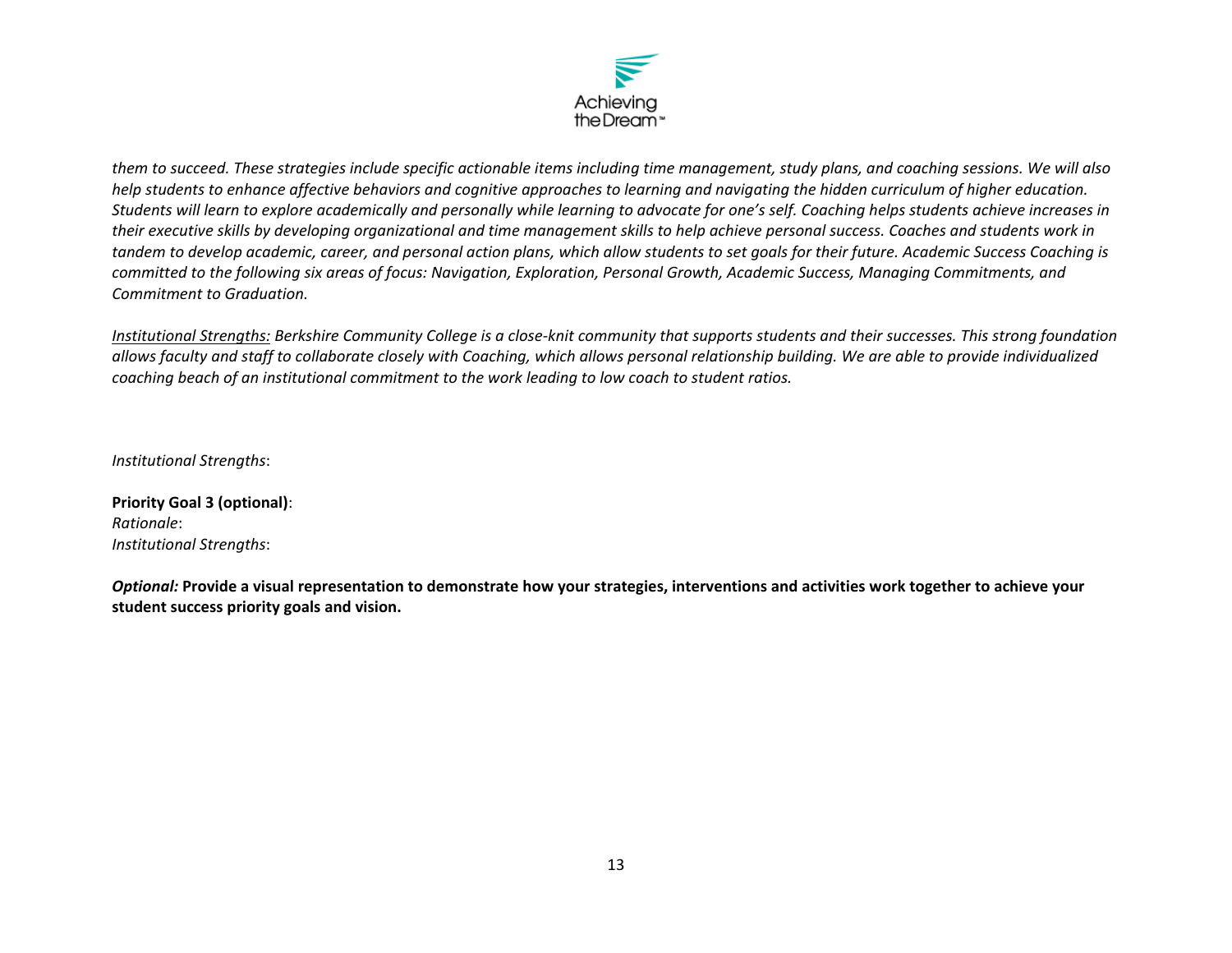*them to succeed. These strategies include specific actionable items including time management, study plans, and coaching sessions. We will also help students to enhance affective behaviors and cognitive approaches to learning and navigating the hidden curriculum of higher education. Students will learn to explore academically and personally while learning to advocate for one's self. Coaching helps students achieve increases in their executive skills by developing organizational and time management skills to help achieve personal success. Coaches and students work in tandem to develop academic, career, and personal action plans, which allow students to set goals for their future. Academic Success Coaching is committed to the following six areas of focus: Navigation, Exploration, Personal Growth, Academic Success, Managing Commitments, and Commitment to Graduation.*

*<u>Institutional Strengths:</u> Berkshire Community College is a close-knit community that supports students and their successes. This strong foundation allows faculty and staff to collaborate closely with Coaching, which allows personal relationship building. We are able to provide individualized coaching beach of an institutional commitment to the work leading to low coach to student ratios.*

*Institutional Strengths*:

**Priority Goal 3 (optional)**:
*Rationale*:
*Institutional Strengths*:

***Optional:* Provide a visual representation to demonstrate how your strategies, interventions and activities work together to achieve your student success priority goals and vision.**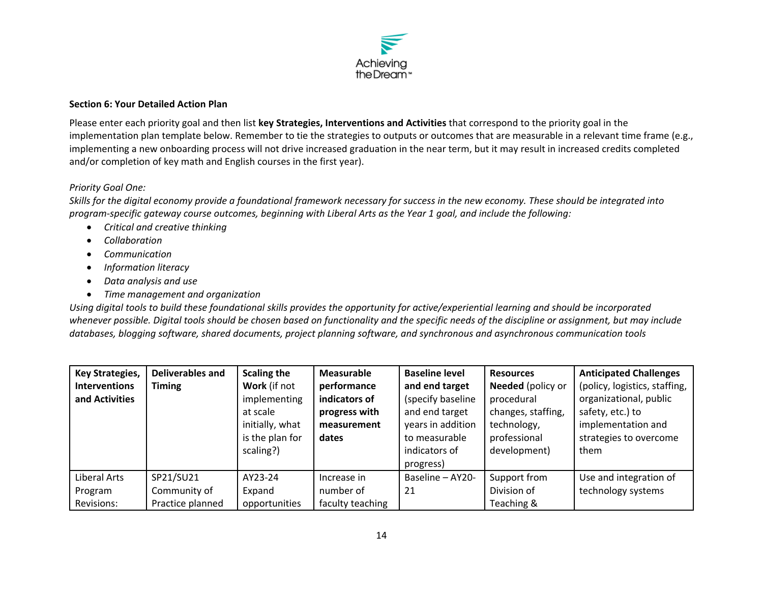**Section 6: Your Detailed Action Plan**

Please enter each priority goal and then list **key Strategies, Interventions and Activities** that correspond to the priority goal in the implementation plan template below. Remember to tie the strategies to outputs or outcomes that are measurable in a relevant time frame (e.g., implementing a new onboarding process will not drive increased graduation in the near term, but it may result in increased credits completed and/or completion of key math and English courses in the first year).

*Priority Goal One:*

*Skills for the digital economy provide a foundational framework necessary for success in the new economy. These should be integrated into program-specific gateway course outcomes, beginning with Liberal Arts as the Year 1 goal, and include the following:*

- *Critical and creative thinking*
- *Collaboration*
- *Communication*
- *Information literacy*
- *Data analysis and use*
- *Time management and organization*

*Using digital tools to build these foundational skills provides the opportunity for active/experiential learning and should be incorporated whenever possible. Digital tools should be chosen based on functionality and the specific needs of the discipline or assignment, but may include databases, blogging software, shared documents, project planning software, and synchronous and asynchronous communication tools*

| **Key Strategies, Interventions and Activities** | **Deliverables and Timing** | **Scaling the Work** (if not implementing at scale initially, what is the plan for scaling?) | **Measurable performance indicators of progress with measurement dates** | **Baseline level and end target** (specify baseline and end target years in addition to measurable indicators of progress) | **Resources Needed** (policy or procedural changes, staffing, technology, professional development) | **Anticipated Challenges** (policy, logistics, staffing, organizational, public safety, etc.) to implementation and strategies to overcome them |
|---|---|---|---|---|---|---|
| Liberal Arts Program Revisions: | SP21/SU21 Community of Practice planned | AY23-24 Expand opportunities | Increase in number of faculty teaching | Baseline – AY20-21 | Support from Division of Teaching & | Use and integration of technology systems |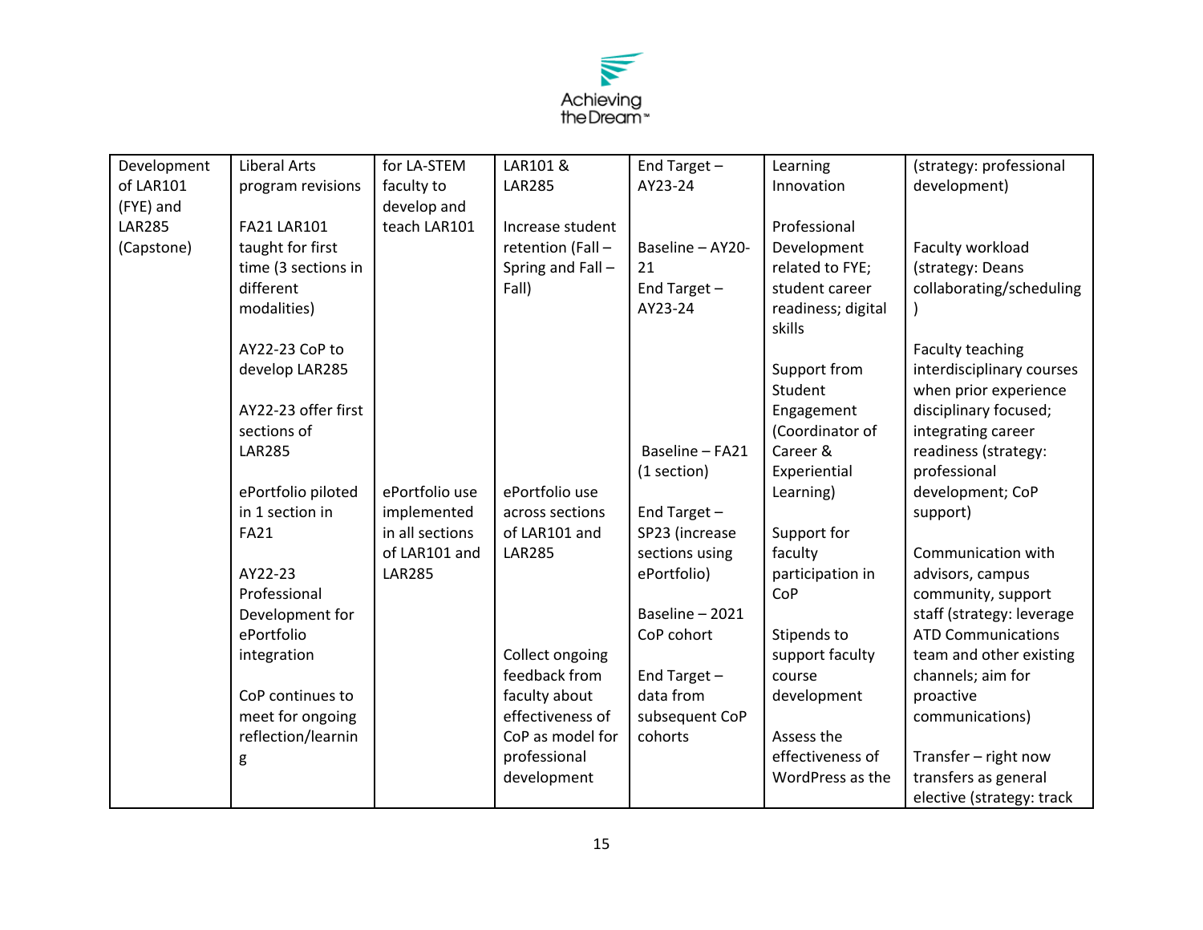| Development of LAR101 (FYE) and LAR285 (Capstone) | Liberal Arts program revisions<br><br>FA21 LAR101 taught for first time (3 sections in different modalities)<br><br>AY22-23 CoP to develop LAR285<br><br>AY22-23 offer first sections of LAR285<br><br>ePortfolio piloted in 1 section in FA21<br><br>AY22-23 Professional Development for ePortfolio integration<br><br>CoP continues to meet for ongoing reflection/learning | for LA-STEM faculty to develop and teach LAR101<br><br>ePortfolio use implemented in all sections of LAR101 and LAR285 | LAR101 & LAR285<br><br>Increase student retention (Fall – Spring and Fall – Fall)<br><br>ePortfolio use across sections of LAR101 and LAR285<br><br>Collect ongoing feedback from faculty about effectiveness of CoP as model for professional development | End Target – AY23-24<br><br>Baseline – AY20-21<br>End Target – AY23-24<br><br>Baseline – FA21 (1 section)<br><br>End Target – SP23 (increase sections using ePortfolio)<br><br>Baseline – 2021 CoP cohort<br><br>End Target – data from subsequent CoP cohorts | Learning Innovation<br><br>Professional Development related to FYE; student career readiness; digital skills<br><br>Support from Student Engagement (Coordinator of Career & Experiential Learning)<br><br>Support for faculty participation in CoP<br><br>Stipends to support faculty course development<br><br>Assess the effectiveness of WordPress as the | (strategy: professional development)<br><br>Faculty workload (strategy: Deans collaborating/scheduling)<br><br>Faculty teaching interdisciplinary courses when prior experience disciplinary focused; integrating career readiness (strategy: professional development; CoP support)<br><br>Communication with advisors, campus community, support staff (strategy: leverage ATD Communications team and other existing channels; aim for proactive communications)<br><br>Transfer – right now transfers as general elective (strategy: track |
|---|---|---|---|---|---|---|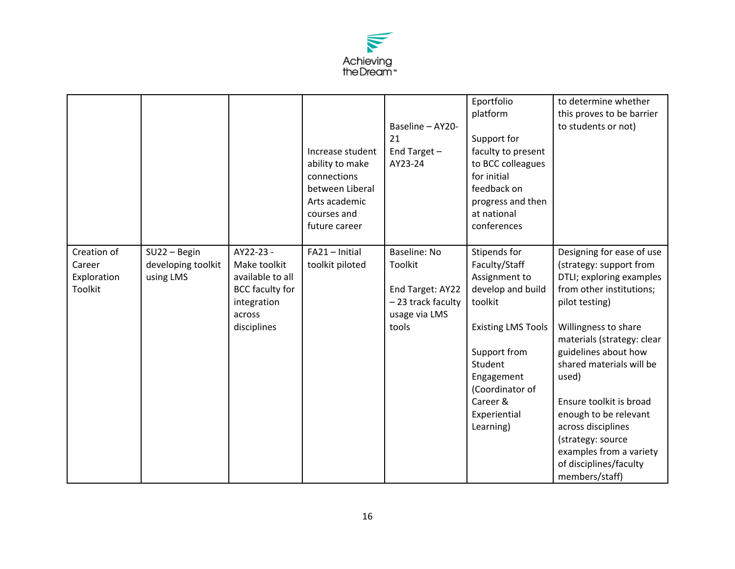|  |  |  | Increase student ability to make connections between Liberal Arts academic courses and future career | Baseline – AY20-21<br>End Target – AY23-24 | Eportfolio platform<br><br>Support for faculty to present to BCC colleagues for initial feedback on progress and then at national conferences | to determine whether this proves to be barrier to students or not) |
|---|---|---|---|---|---|---|
| Creation of Career Exploration Toolkit | SU22 – Begin developing toolkit using LMS | AY22-23 - Make toolkit available to all BCC faculty for integration across disciplines | FA21 – Initial toolkit piloted | Baseline: No Toolkit<br><br>End Target: AY22 – 23 track faculty usage via LMS tools | Stipends for Faculty/Staff Assignment to develop and build toolkit<br><br>Existing LMS Tools<br><br>Support from Student Engagement (Coordinator of Career & Experiential Learning) | Designing for ease of use (strategy: support from DTLI; exploring examples from other institutions; pilot testing)<br><br>Willingness to share materials (strategy: clear guidelines about how shared materials will be used)<br><br>Ensure toolkit is broad enough to be relevant across disciplines (strategy: source examples from a variety of disciplines/faculty members/staff) |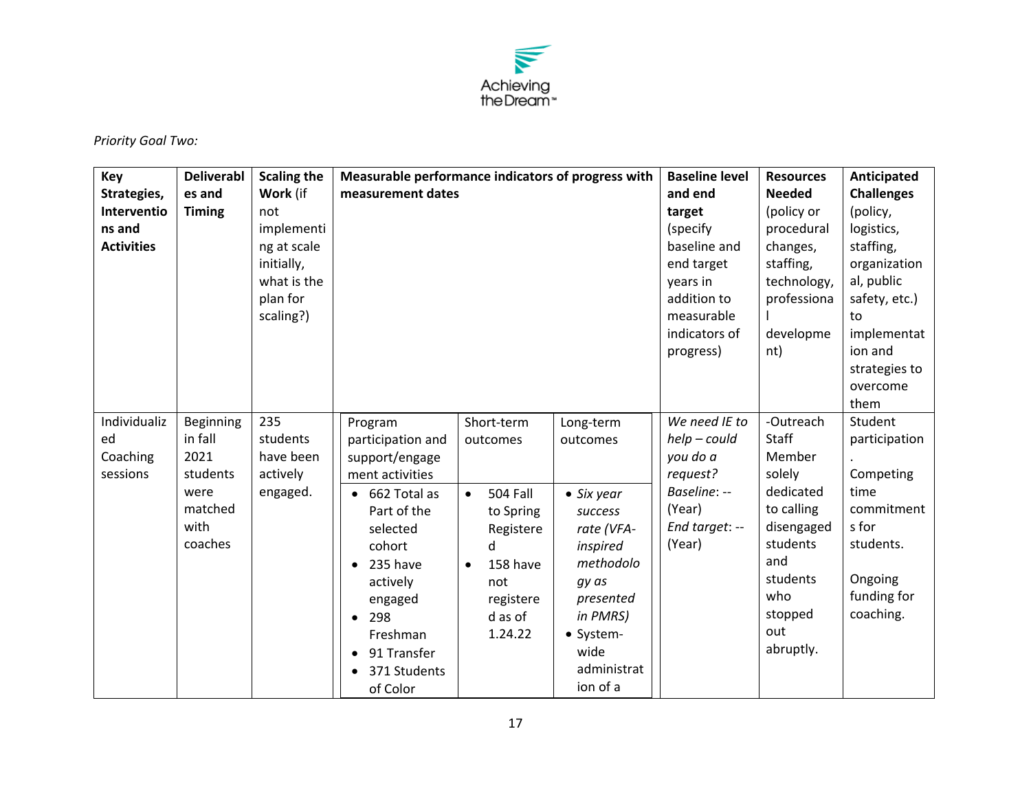*Priority Goal Two:*

| **Key Strategies, Interventions and Activities** | **Deliverables and Timing** | **Scaling the Work** (if not implementing at scale initially, what is the plan for scaling?) | **Measurable performance indicators of progress with measurement dates** | | | **Baseline level and end target** (specify baseline and end target years in addition to measurable indicators of progress) | **Resources Needed** (policy or procedural changes, staffing, technology, professional development) | **Anticipated Challenges** (policy, logistics, staffing, organizational, public safety, etc.) to implementation and strategies to overcome them |
|---|---|---|---|---|---|---|---|---|
| | | | Program participation and support/engagement activities | Short-term outcomes | Long-term outcomes | | | |
| Individualized Coaching sessions | Beginning in fall 2021 students were matched with coaches | 235 students have been actively engaged. | • 662 Total as Part of the selected cohort<br>• 235 have actively engaged<br>• 298 Freshman<br>• 91 Transfer<br>• 371 Students of Color | • 504 Fall to Spring Registered<br>• 158 have not registered as of 1.24.22 | • *Six year success rate (VFA-inspired methodology as presented in PMRS)*<br>• System-wide administration of a | *We need IE to help – could you do a request?*<br>*Baseline*: -- (Year)<br>*End target*: -- (Year) | -Outreach Staff Member solely dedicated to calling disengaged students and students who stopped out abruptly. | Student participation.<br><br>Competing time commitments for students.<br><br>Ongoing funding for coaching. |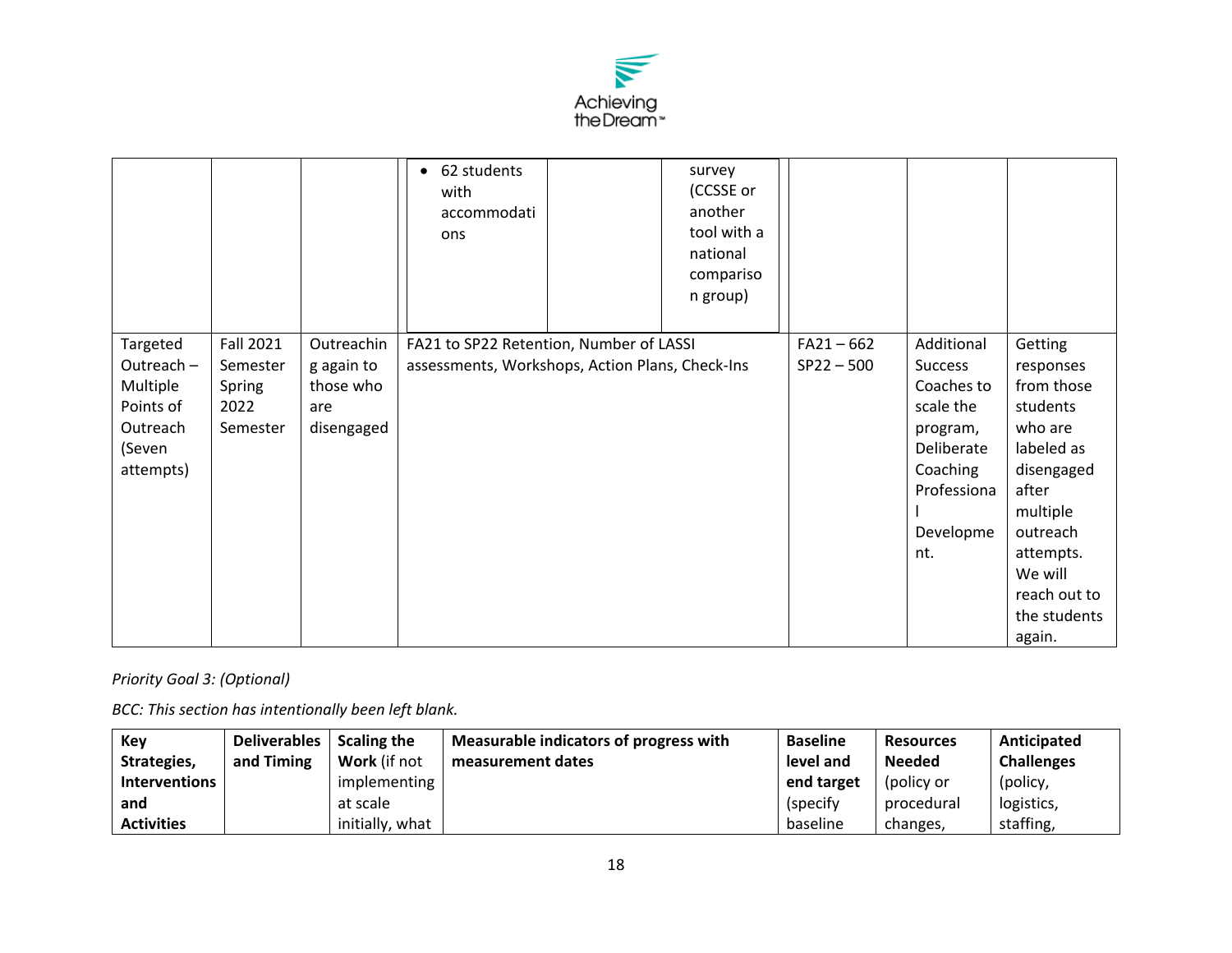| | | | | | | | | |
|---|---|---|---|---|---|---|---|---|
| | | | • 62 students with accommodations | | survey (CCSSE or another tool with a national comparison group) | | | |
| Targeted Outreach – Multiple Points of Outreach (Seven attempts) | Fall 2021 Semester Spring 2022 Semester | Outreaching again to those who are disengaged | FA21 to SP22 Retention, Number of LASSI assessments, Workshops, Action Plans, Check-Ins | | | FA21 – 662 SP22 – 500 | Additional Success Coaches to scale the program, Deliberate Coaching Professional Development. | Getting responses from those students who are labeled as disengaged after multiple outreach attempts. We will reach out to the students again. |

*Priority Goal 3: (Optional)*

*BCC: This section has intentionally been left blank.*

| **Key Strategies, Interventions and Activities** | **Deliverables and Timing** | **Scaling the Work** (if not implementing at scale initially, what | **Measurable indicators of progress with measurement dates** | **Baseline level and end target** (specify baseline | **Resources Needed** (policy or procedural changes, | **Anticipated Challenges** (policy, logistics, staffing, |
|---|---|---|---|---|---|---|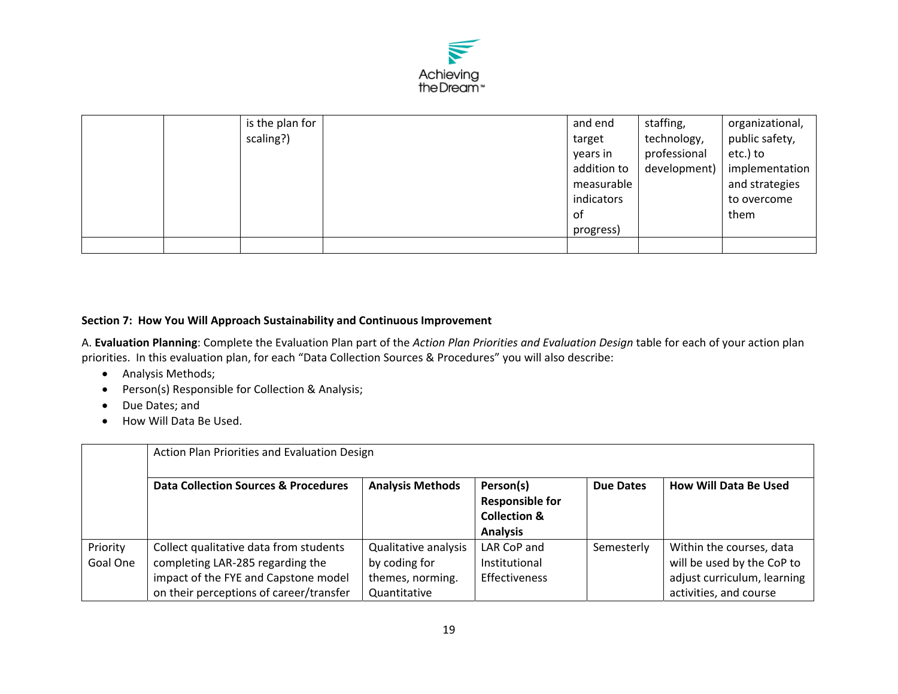| | | is the plan for scaling?) | | and end target years in addition to measurable indicators of progress) | staffing, technology, professional development) | organizational, public safety, etc.) to implementation and strategies to overcome them |
|---|---|---|---|---|---|---|
| | | | | | | |

**Section 7: How You Will Approach Sustainability and Continuous Improvement**

A. **Evaluation Planning**: Complete the Evaluation Plan part of the *Action Plan Priorities and Evaluation Design* table for each of your action plan priorities. In this evaluation plan, for each "Data Collection Sources & Procedures" you will also describe:

- Analysis Methods;
- Person(s) Responsible for Collection & Analysis;
- Due Dates; and
- How Will Data Be Used.

| | Action Plan Priorities and Evaluation Design | | | | |
|---|---|---|---|---|---|
| | **Data Collection Sources & Procedures** | **Analysis Methods** | **Person(s) Responsible for Collection & Analysis** | **Due Dates** | **How Will Data Be Used** |
| Priority Goal One | Collect qualitative data from students completing LAR-285 regarding the impact of the FYE and Capstone model on their perceptions of career/transfer | Qualitative analysis by coding for themes, norming. Quantitative | LAR CoP and Institutional Effectiveness | Semesterly | Within the courses, data will be used by the CoP to adjust curriculum, learning activities, and course |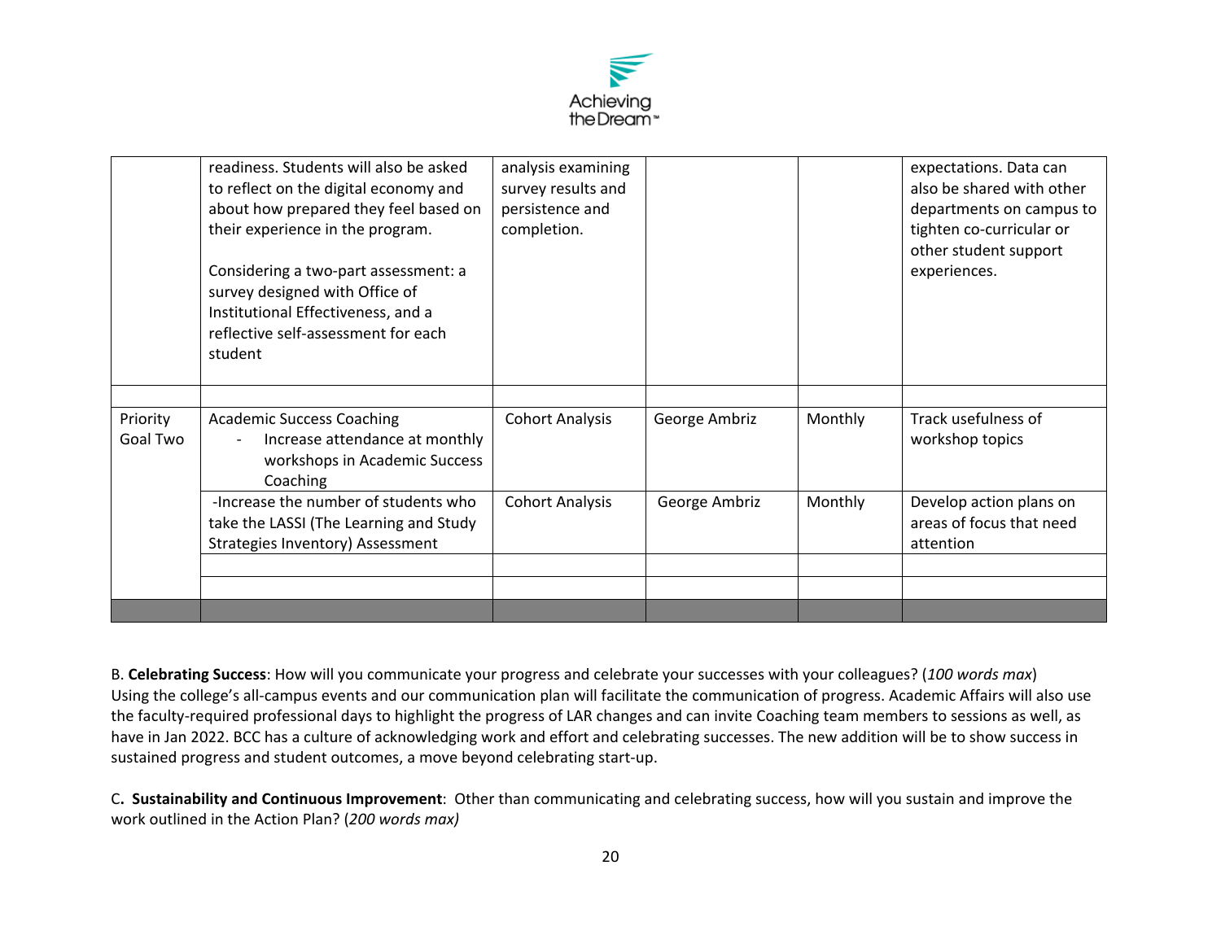| | | | | | |
|---|---|---|---|---|---|
| | readiness. Students will also be asked to reflect on the digital economy and about how prepared they feel based on their experience in the program.<br><br>Considering a two-part assessment: a survey designed with Office of Institutional Effectiveness, and a reflective self-assessment for each student | analysis examining survey results and persistence and completion. | | | expectations. Data can also be shared with other departments on campus to tighten co-curricular or other student support experiences. |
| | | | | | |
| Priority Goal Two | Academic Success Coaching<br>- Increase attendance at monthly workshops in Academic Success Coaching | Cohort Analysis | George Ambriz | Monthly | Track usefulness of workshop topics |
| | -Increase the number of students who take the LASSI (The Learning and Study Strategies Inventory) Assessment | Cohort Analysis | George Ambriz | Monthly | Develop action plans on areas of focus that need attention |
| | | | | | |
| | | | | | |
| | | | | | |

B. **Celebrating Success**: How will you communicate your progress and celebrate your successes with your colleagues? (*100 words max*)
Using the college's all-campus events and our communication plan will facilitate the communication of progress. Academic Affairs will also use the faculty-required professional days to highlight the progress of LAR changes and can invite Coaching team members to sessions as well, as have in Jan 2022. BCC has a culture of acknowledging work and effort and celebrating successes. The new addition will be to show success in sustained progress and student outcomes, a move beyond celebrating start-up.

C**. Sustainability and Continuous Improvement**: Other than communicating and celebrating success, how will you sustain and improve the work outlined in the Action Plan? (*200 words max)*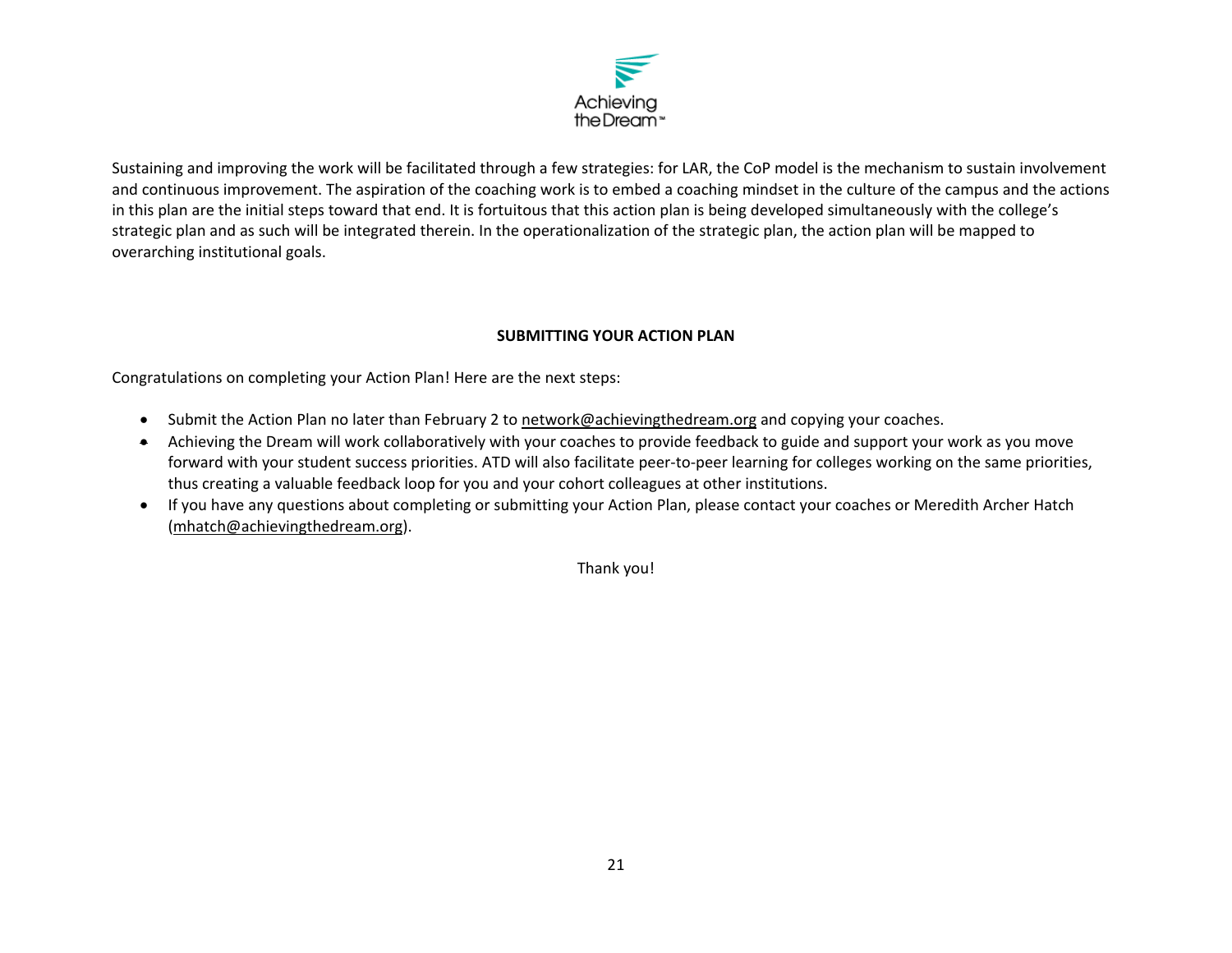Sustaining and improving the work will be facilitated through a few strategies: for LAR, the CoP model is the mechanism to sustain involvement and continuous improvement. The aspiration of the coaching work is to embed a coaching mindset in the culture of the campus and the actions in this plan are the initial steps toward that end. It is fortuitous that this action plan is being developed simultaneously with the college's strategic plan and as such will be integrated therein. In the operationalization of the strategic plan, the action plan will be mapped to overarching institutional goals.

## SUBMITTING YOUR ACTION PLAN

Congratulations on completing your Action Plan! Here are the next steps:

- Submit the Action Plan no later than February 2 to network@achievingthedream.org and copying your coaches.
- Achieving the Dream will work collaboratively with your coaches to provide feedback to guide and support your work as you move forward with your student success priorities. ATD will also facilitate peer-to-peer learning for colleges working on the same priorities, thus creating a valuable feedback loop for you and your cohort colleagues at other institutions.
- If you have any questions about completing or submitting your Action Plan, please contact your coaches or Meredith Archer Hatch (mhatch@achievingthedream.org).

Thank you!